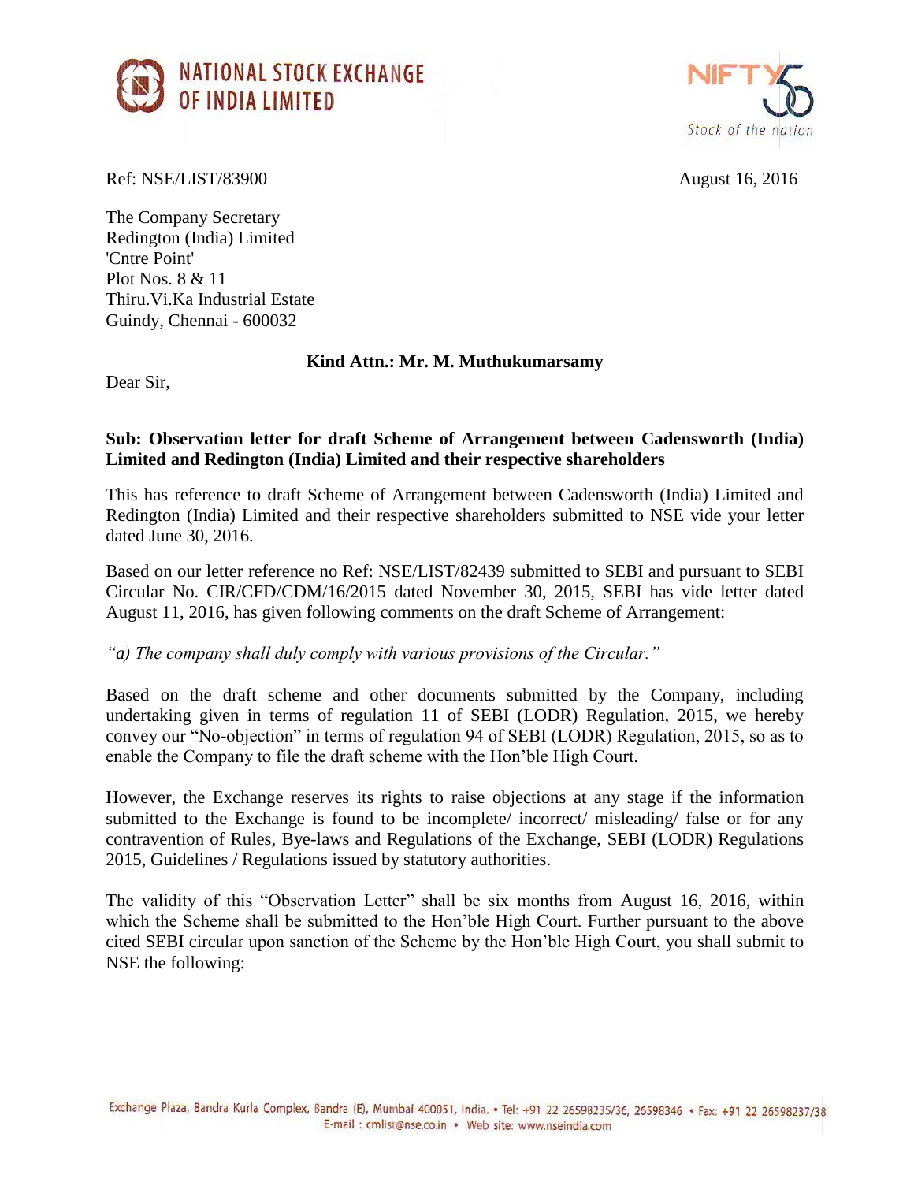NATIONAL STOCK EXCHANGE OF INDIA LIMITED

NIFTY 25 Stock of the nation

Ref: NSE/LIST/83900

August 16, 2016

The Company Secretary
Redington (India) Limited
'Cntre Point'
Plot Nos. 8 & 11
Thiru.Vi.Ka Industrial Estate
Guindy, Chennai - 600032

**Kind Attn.: Mr. M. Muthukumarsamy**

Dear Sir,

**Sub: Observation letter for draft Scheme of Arrangement between Cadensworth (India) Limited and Redington (India) Limited and their respective shareholders**

This has reference to draft Scheme of Arrangement between Cadensworth (India) Limited and Redington (India) Limited and their respective shareholders submitted to NSE vide your letter dated June 30, 2016.

Based on our letter reference no Ref: NSE/LIST/82439 submitted to SEBI and pursuant to SEBI Circular No. CIR/CFD/CDM/16/2015 dated November 30, 2015, SEBI has vide letter dated August 11, 2016, has given following comments on the draft Scheme of Arrangement:

*"a) The company shall duly comply with various provisions of the Circular."*

Based on the draft scheme and other documents submitted by the Company, including undertaking given in terms of regulation 11 of SEBI (LODR) Regulation, 2015, we hereby convey our "No-objection" in terms of regulation 94 of SEBI (LODR) Regulation, 2015, so as to enable the Company to file the draft scheme with the Hon'ble High Court.

However, the Exchange reserves its rights to raise objections at any stage if the information submitted to the Exchange is found to be incomplete/ incorrect/ misleading/ false or for any contravention of Rules, Bye-laws and Regulations of the Exchange, SEBI (LODR) Regulations 2015, Guidelines / Regulations issued by statutory authorities.

The validity of this "Observation Letter" shall be six months from August 16, 2016, within which the Scheme shall be submitted to the Hon'ble High Court. Further pursuant to the above cited SEBI circular upon sanction of the Scheme by the Hon'ble High Court, you shall submit to NSE the following:

Exchange Plaza, Bandra Kurla Complex, Bandra (E), Mumbai 400051, India. • Tel: +91 22 26598235/36, 26598346 • Fax: +91 22 26598237/38
E-mail : cmlist@nse.co.in • Web site: www.nseindia.com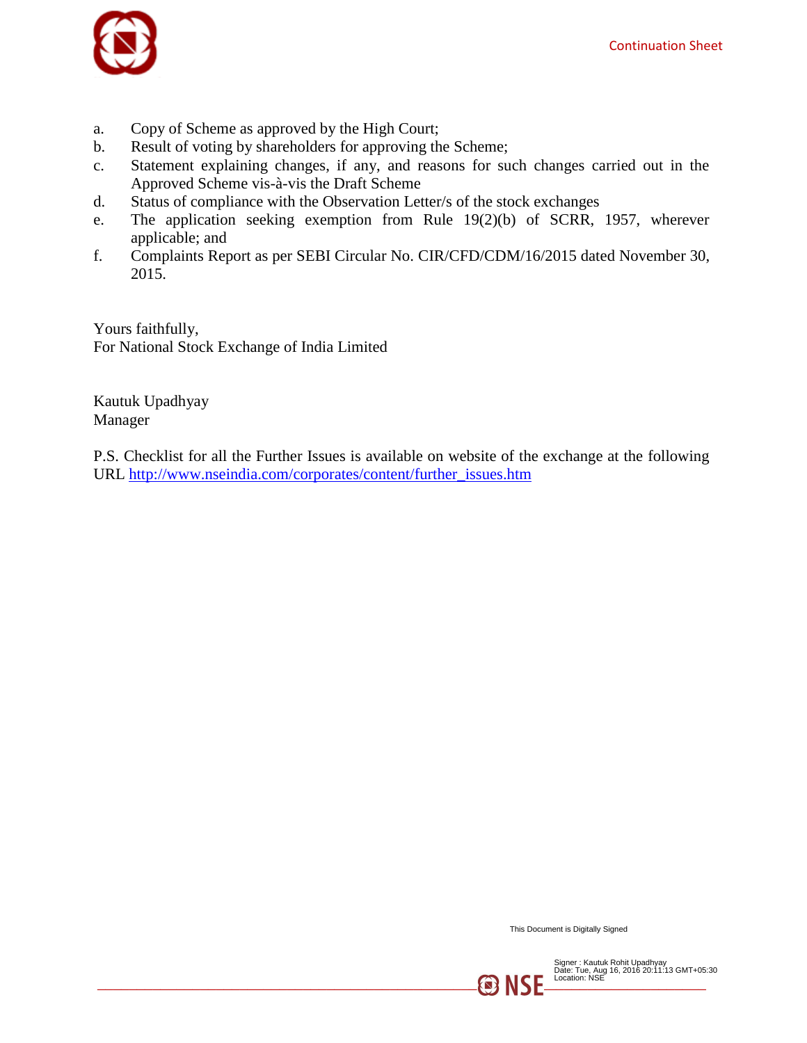a. Copy of Scheme as approved by the High Court;
b. Result of voting by shareholders for approving the Scheme;
c. Statement explaining changes, if any, and reasons for such changes carried out in the Approved Scheme vis-à-vis the Draft Scheme
d. Status of compliance with the Observation Letter/s of the stock exchanges
e. The application seeking exemption from Rule 19(2)(b) of SCRR, 1957, wherever applicable; and
f. Complaints Report as per SEBI Circular No. CIR/CFD/CDM/16/2015 dated November 30, 2015.

Yours faithfully,
For National Stock Exchange of India Limited

Kautuk Upadhyay
Manager

P.S. Checklist for all the Further Issues is available on website of the exchange at the following URL [http://www.nseindia.com/corporates/content/further_issues.htm](http://www.nseindia.com/corporates/content/further_issues.htm)

This Document is Digitally Signed

Signer : Kautuk Rohit Upadhyay
Date: Tue, Aug 16, 2016 20:11:13 GMT+05:30
Location: NSE